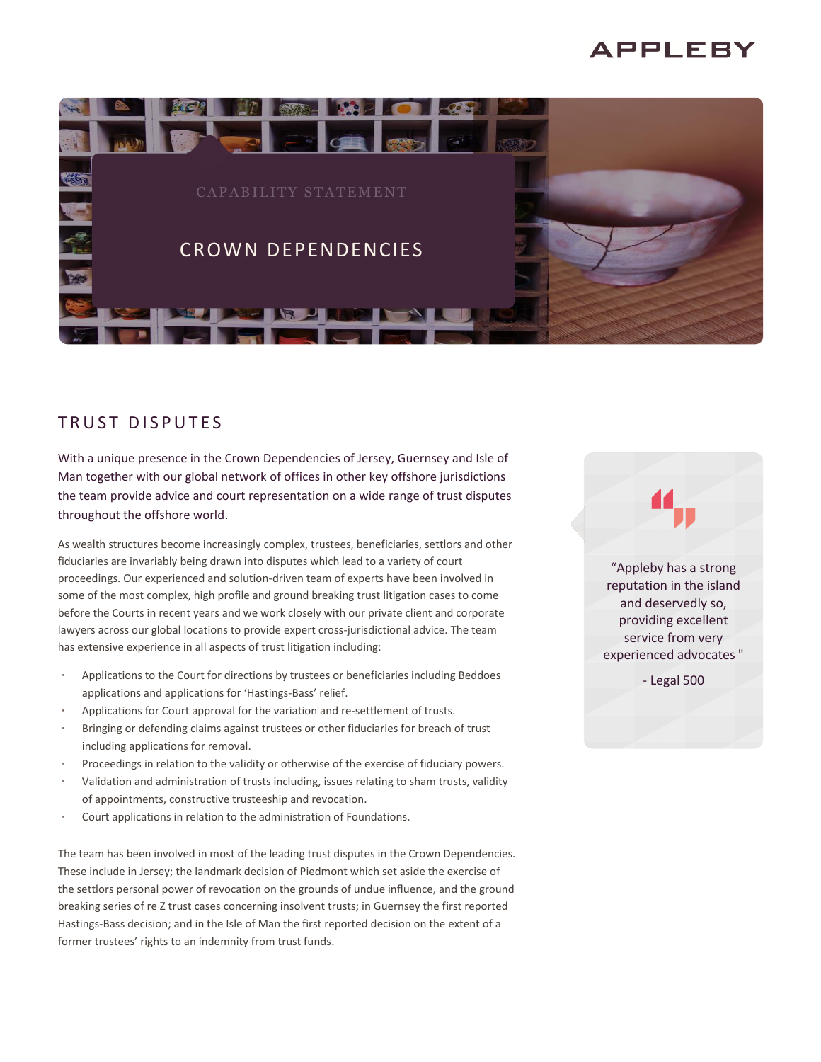APPLEBY

CAPABILITY STATEMENT

# CROWN DEPENDENCIES

## TRUST DISPUTES

With a unique presence in the Crown Dependencies of Jersey, Guernsey and Isle of Man together with our global network of offices in other key offshore jurisdictions the team provide advice and court representation on a wide range of trust disputes throughout the offshore world.

As wealth structures become increasingly complex, trustees, beneficiaries, settlors and other fiduciaries are invariably being drawn into disputes which lead to a variety of court proceedings. Our experienced and solution-driven team of experts have been involved in some of the most complex, high profile and ground breaking trust litigation cases to come before the Courts in recent years and we work closely with our private client and corporate lawyers across our global locations to provide expert cross-jurisdictional advice. The team has extensive experience in all aspects of trust litigation including:

- Applications to the Court for directions by trustees or beneficiaries including Beddoes applications and applications for 'Hastings-Bass' relief.
- Applications for Court approval for the variation and re-settlement of trusts.
- Bringing or defending claims against trustees or other fiduciaries for breach of trust including applications for removal.
- Proceedings in relation to the validity or otherwise of the exercise of fiduciary powers.
- Validation and administration of trusts including, issues relating to sham trusts, validity of appointments, constructive trusteeship and revocation.
- Court applications in relation to the administration of Foundations.

The team has been involved in most of the leading trust disputes in the Crown Dependencies. These include in Jersey; the landmark decision of Piedmont which set aside the exercise of the settlors personal power of revocation on the grounds of undue influence, and the ground breaking series of re Z trust cases concerning insolvent trusts; in Guernsey the first reported Hastings-Bass decision; and in the Isle of Man the first reported decision on the extent of a former trustees' rights to an indemnity from trust funds.

> "Appleby has a strong reputation in the island and deservedly so, providing excellent service from very experienced advocates "
>
> \- Legal 500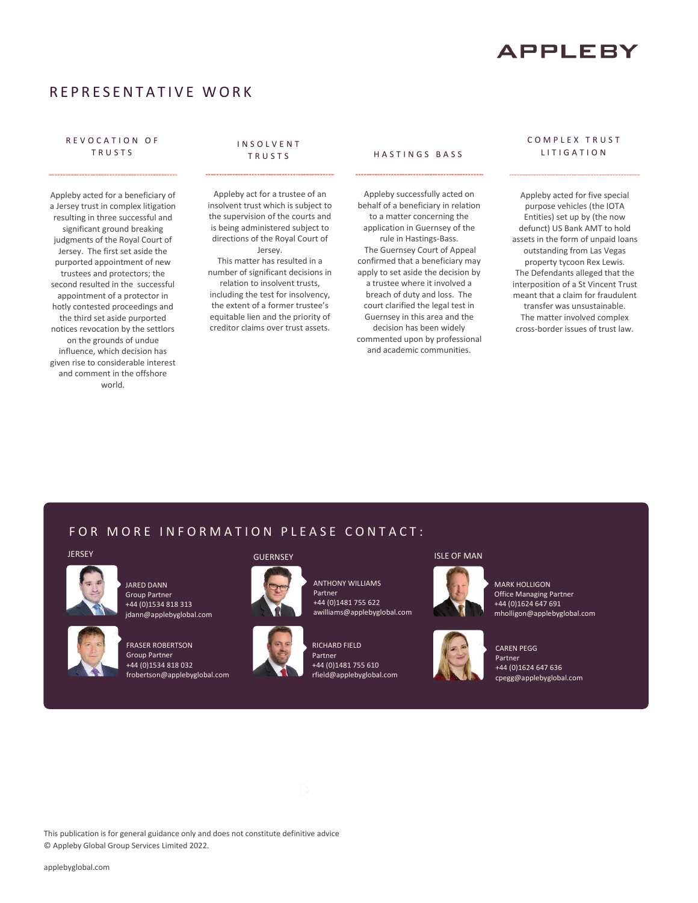# REPRESENTATIVE WORK

### REVOCATION OF TRUSTS

Appleby acted for a beneficiary of a Jersey trust in complex litigation resulting in three successful and significant ground breaking judgments of the Royal Court of Jersey. The first set aside the purported appointment of new trustees and protectors; the second resulted in the successful appointment of a protector in hotly contested proceedings and the third set aside purported notices revocation by the settlors on the grounds of undue influence, which decision has given rise to considerable interest and comment in the offshore world.

### INSOLVENT TRUSTS

Appleby act for a trustee of an insolvent trust which is subject to the supervision of the courts and is being administered subject to directions of the Royal Court of Jersey.

This matter has resulted in a number of significant decisions in relation to insolvent trusts, including the test for insolvency, the extent of a former trustee's equitable lien and the priority of creditor claims over trust assets.

### HASTINGS BASS

Appleby successfully acted on behalf of a beneficiary in relation to a matter concerning the application in Guernsey of the rule in Hastings-Bass.

The Guernsey Court of Appeal confirmed that a beneficiary may apply to set aside the decision by a trustee where it involved a breach of duty and loss. The court clarified the legal test in Guernsey in this area and the decision has been widely commented upon by professional and academic communities.

### COMPLEX TRUST LITIGATION

Appleby acted for five special purpose vehicles (the IOTA Entities) set up by (the now defunct) US Bank AMT to hold assets in the form of unpaid loans outstanding from Las Vegas property tycoon Rex Lewis.

The Defendants alleged that the interposition of a St Vincent Trust meant that a claim for fraudulent transfer was unsustainable.

The matter involved complex cross-border issues of trust law.

## FOR MORE INFORMATION PLEASE CONTACT:

**JERSEY**

JARED DANN
Group Partner
+44 (0)1534 818 313
jdann@applebyglobal.com

FRASER ROBERTSON
Group Partner
+44 (0)1534 818 032
frobertson@applebyglobal.com

**GUERNSEY**

ANTHONY WILLIAMS
Partner
+44 (0)1481 755 622
awilliams@applebyglobal.com

RICHARD FIELD
Partner
+44 (0)1481 755 610
rfield@applebyglobal.com

**ISLE OF MAN**

MARK HOLLIGON
Office Managing Partner
+44 (0)1624 647 691
mholligon@applebyglobal.com

CAREN PEGG
Partner
+44 (0)1624 647 636
cpegg@applebyglobal.com

This publication is for general guidance only and does not constitute definitive advice
© Appleby Global Group Services Limited 2022.

applebyglobal.com